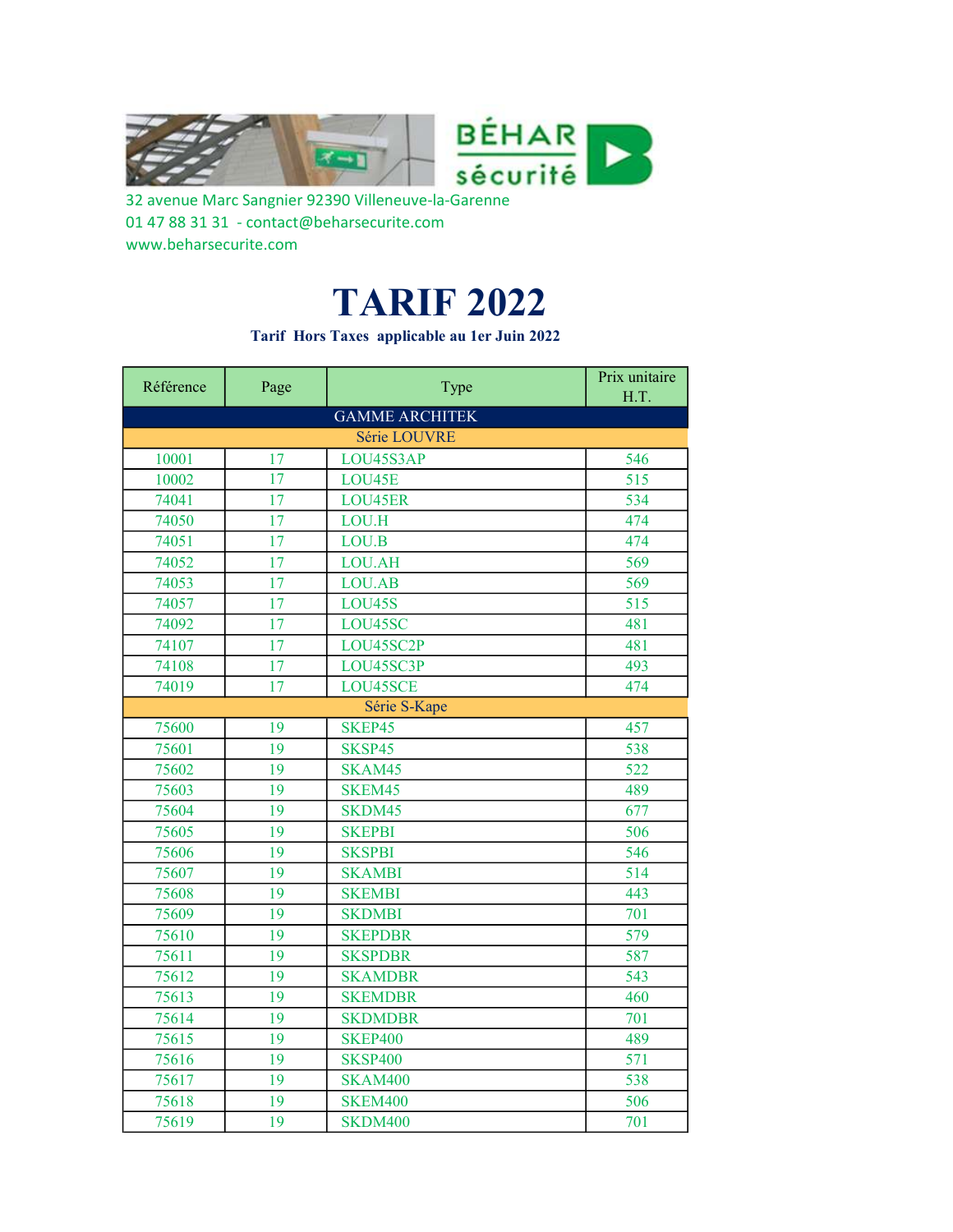BÉHAR sécurité

32 avenue Marc Sangnier 92390 Villeneuve-la-Garenne
01 47 88 31 31 - contact@beharsecurite.com
www.beharsecurite.com

# TARIF 2022

**Tarif Hors Taxes applicable au 1er Juin 2022**

| Référence | Page | Type | Prix unitaire H.T. |
|---|---|---|---|
| GAMME ARCHITEK | | | |
| Série LOUVRE | | | |
| 10001 | 17 | LOU45S3AP | 546 |
| 10002 | 17 | LOU45E | 515 |
| 74041 | 17 | LOU45ER | 534 |
| 74050 | 17 | LOU.H | 474 |
| 74051 | 17 | LOU.B | 474 |
| 74052 | 17 | LOU.AH | 569 |
| 74053 | 17 | LOU.AB | 569 |
| 74057 | 17 | LOU45S | 515 |
| 74092 | 17 | LOU45SC | 481 |
| 74107 | 17 | LOU45SC2P | 481 |
| 74108 | 17 | LOU45SC3P | 493 |
| 74019 | 17 | LOU45SCE | 474 |
| Série S-Kape | | | |
| 75600 | 19 | SKEP45 | 457 |
| 75601 | 19 | SKSP45 | 538 |
| 75602 | 19 | SKAM45 | 522 |
| 75603 | 19 | SKEM45 | 489 |
| 75604 | 19 | SKDM45 | 677 |
| 75605 | 19 | SKEPBI | 506 |
| 75606 | 19 | SKSPBI | 546 |
| 75607 | 19 | SKAMBI | 514 |
| 75608 | 19 | SKEMBI | 443 |
| 75609 | 19 | SKDMBI | 701 |
| 75610 | 19 | SKEPDBR | 579 |
| 75611 | 19 | SKSPDBR | 587 |
| 75612 | 19 | SKAMDBR | 543 |
| 75613 | 19 | SKEMDBR | 460 |
| 75614 | 19 | SKDMDBR | 701 |
| 75615 | 19 | SKEP400 | 489 |
| 75616 | 19 | SKSP400 | 571 |
| 75617 | 19 | SKAM400 | 538 |
| 75618 | 19 | SKEM400 | 506 |
| 75619 | 19 | SKDM400 | 701 |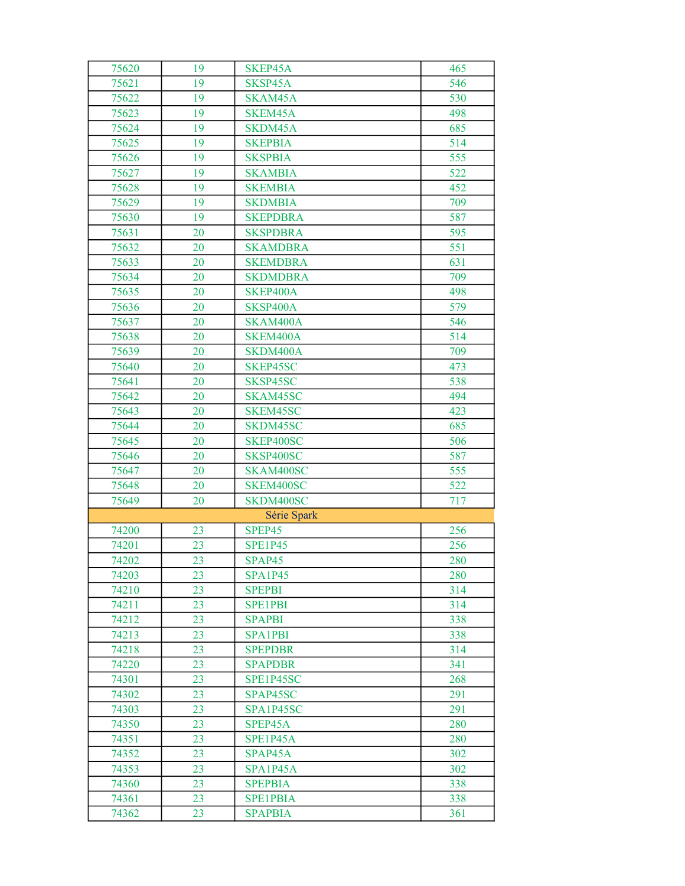| | | | |
|---|---|---|---|
| 75620 | 19 | SKEP45A | 465 |
| 75621 | 19 | SKSP45A | 546 |
| 75622 | 19 | SKAM45A | 530 |
| 75623 | 19 | SKEM45A | 498 |
| 75624 | 19 | SKDM45A | 685 |
| 75625 | 19 | SKEPBIA | 514 |
| 75626 | 19 | SKSPBIA | 555 |
| 75627 | 19 | SKAMBIA | 522 |
| 75628 | 19 | SKEMBIA | 452 |
| 75629 | 19 | SKDMBIA | 709 |
| 75630 | 19 | SKEPDBRA | 587 |
| 75631 | 20 | SKSPDBRA | 595 |
| 75632 | 20 | SKAMDBRA | 551 |
| 75633 | 20 | SKEMDBRA | 631 |
| 75634 | 20 | SKDMDBRA | 709 |
| 75635 | 20 | SKEP400A | 498 |
| 75636 | 20 | SKSP400A | 579 |
| 75637 | 20 | SKAM400A | 546 |
| 75638 | 20 | SKEM400A | 514 |
| 75639 | 20 | SKDM400A | 709 |
| 75640 | 20 | SKEP45SC | 473 |
| 75641 | 20 | SKSP45SC | 538 |
| 75642 | 20 | SKAM45SC | 494 |
| 75643 | 20 | SKEM45SC | 423 |
| 75644 | 20 | SKDM45SC | 685 |
| 75645 | 20 | SKEP400SC | 506 |
| 75646 | 20 | SKSP400SC | 587 |
| 75647 | 20 | SKAM400SC | 555 |
| 75648 | 20 | SKEM400SC | 522 |
| 75649 | 20 | SKDM400SC | 717 |
| Série Spark | | | |
| 74200 | 23 | SPEP45 | 256 |
| 74201 | 23 | SPE1P45 | 256 |
| 74202 | 23 | SPAP45 | 280 |
| 74203 | 23 | SPA1P45 | 280 |
| 74210 | 23 | SPEPBI | 314 |
| 74211 | 23 | SPE1PBI | 314 |
| 74212 | 23 | SPAPBI | 338 |
| 74213 | 23 | SPA1PBI | 338 |
| 74218 | 23 | SPEPDBR | 314 |
| 74220 | 23 | SPAPDBR | 341 |
| 74301 | 23 | SPE1P45SC | 268 |
| 74302 | 23 | SPAP45SC | 291 |
| 74303 | 23 | SPA1P45SC | 291 |
| 74350 | 23 | SPEP45A | 280 |
| 74351 | 23 | SPE1P45A | 280 |
| 74352 | 23 | SPAP45A | 302 |
| 74353 | 23 | SPA1P45A | 302 |
| 74360 | 23 | SPEPBIA | 338 |
| 74361 | 23 | SPE1PBIA | 338 |
| 74362 | 23 | SPAPBIA | 361 |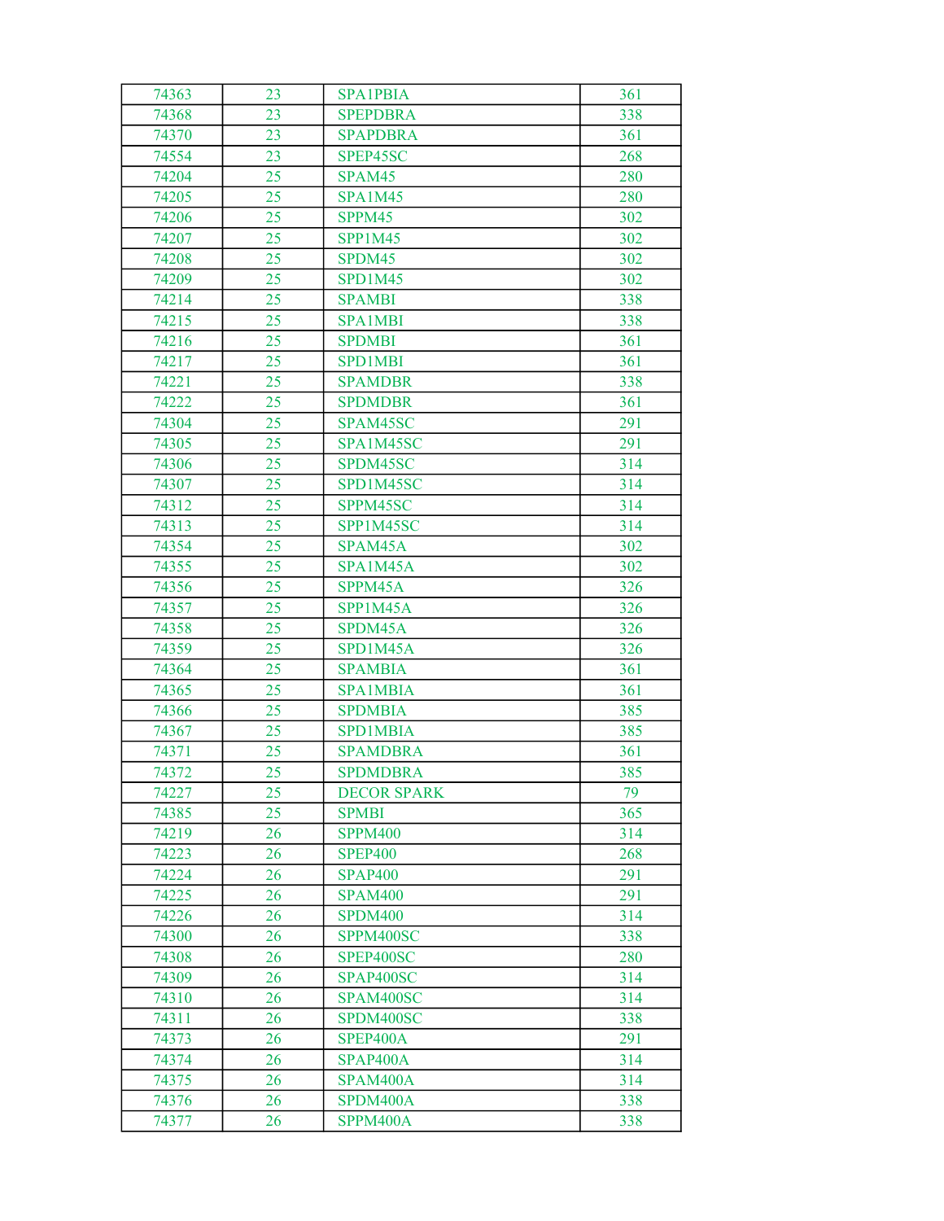| 74363 | 23 | SPA1PBIA | 361 |
|---|---|---|---|
| 74368 | 23 | SPEPDBRA | 338 |
| 74370 | 23 | SPAPDBRA | 361 |
| 74554 | 23 | SPEP45SC | 268 |
| 74204 | 25 | SPAM45 | 280 |
| 74205 | 25 | SPA1M45 | 280 |
| 74206 | 25 | SPPM45 | 302 |
| 74207 | 25 | SPP1M45 | 302 |
| 74208 | 25 | SPDM45 | 302 |
| 74209 | 25 | SPD1M45 | 302 |
| 74214 | 25 | SPAMBI | 338 |
| 74215 | 25 | SPA1MBI | 338 |
| 74216 | 25 | SPDMBI | 361 |
| 74217 | 25 | SPD1MBI | 361 |
| 74221 | 25 | SPAMDBR | 338 |
| 74222 | 25 | SPDMDBR | 361 |
| 74304 | 25 | SPAM45SC | 291 |
| 74305 | 25 | SPA1M45SC | 291 |
| 74306 | 25 | SPDM45SC | 314 |
| 74307 | 25 | SPD1M45SC | 314 |
| 74312 | 25 | SPPM45SC | 314 |
| 74313 | 25 | SPP1M45SC | 314 |
| 74354 | 25 | SPAM45A | 302 |
| 74355 | 25 | SPA1M45A | 302 |
| 74356 | 25 | SPPM45A | 326 |
| 74357 | 25 | SPP1M45A | 326 |
| 74358 | 25 | SPDM45A | 326 |
| 74359 | 25 | SPD1M45A | 326 |
| 74364 | 25 | SPAMBIA | 361 |
| 74365 | 25 | SPA1MBIA | 361 |
| 74366 | 25 | SPDMBIA | 385 |
| 74367 | 25 | SPD1MBIA | 385 |
| 74371 | 25 | SPAMDBRA | 361 |
| 74372 | 25 | SPDMDBRA | 385 |
| 74227 | 25 | DECOR SPARK | 79 |
| 74385 | 25 | SPMBI | 365 |
| 74219 | 26 | SPPM400 | 314 |
| 74223 | 26 | SPEP400 | 268 |
| 74224 | 26 | SPAP400 | 291 |
| 74225 | 26 | SPAM400 | 291 |
| 74226 | 26 | SPDM400 | 314 |
| 74300 | 26 | SPPM400SC | 338 |
| 74308 | 26 | SPEP400SC | 280 |
| 74309 | 26 | SPAP400SC | 314 |
| 74310 | 26 | SPAM400SC | 314 |
| 74311 | 26 | SPDM400SC | 338 |
| 74373 | 26 | SPEP400A | 291 |
| 74374 | 26 | SPAP400A | 314 |
| 74375 | 26 | SPAM400A | 314 |
| 74376 | 26 | SPDM400A | 338 |
| 74377 | 26 | SPPM400A | 338 |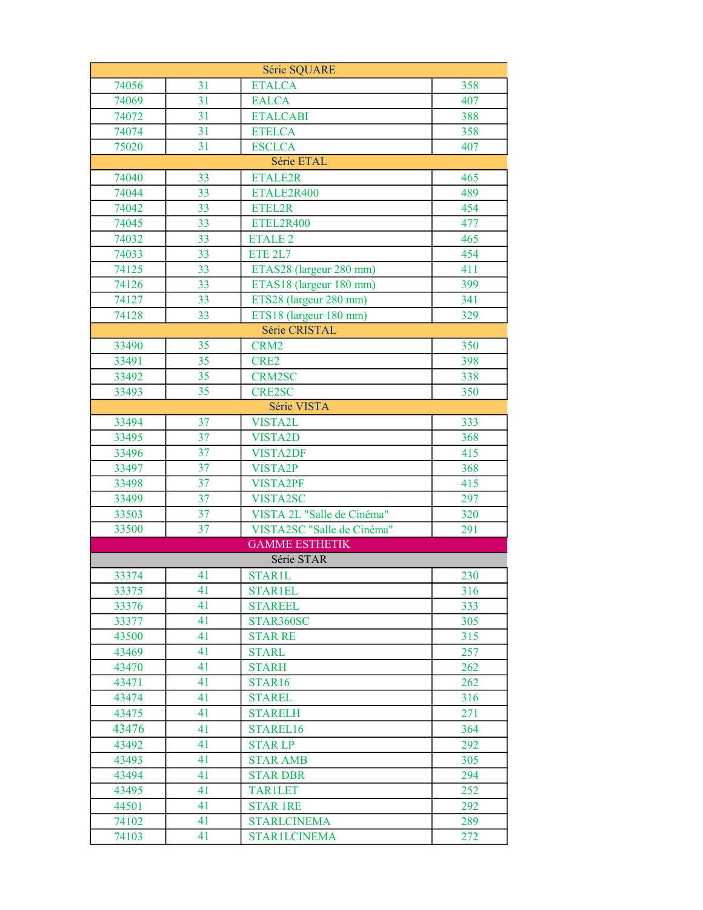| Série SQUARE | | | |
|---|---|---|---|
| 74056 | 31 | ETALCA | 358 |
| 74069 | 31 | EALCA | 407 |
| 74072 | 31 | ETALCABI | 388 |
| 74074 | 31 | ETELCA | 358 |
| 75020 | 31 | ESCLCA | 407 |
| Série ETAL | | | |
| 74040 | 33 | ETALE2R | 465 |
| 74044 | 33 | ETALE2R400 | 489 |
| 74042 | 33 | ETEL2R | 454 |
| 74045 | 33 | ETEL2R400 | 477 |
| 74032 | 33 | ETALE 2 | 465 |
| 74033 | 33 | ETE 2L7 | 454 |
| 74125 | 33 | ETAS28 (largeur 280 mm) | 411 |
| 74126 | 33 | ETAS18 (largeur 180 mm) | 399 |
| 74127 | 33 | ETS28 (largeur 280 mm) | 341 |
| 74128 | 33 | ETS18 (largeur 180 mm) | 329 |
| Série CRISTAL | | | |
| 33490 | 35 | CRM2 | 350 |
| 33491 | 35 | CRE2 | 398 |
| 33492 | 35 | CRM2SC | 338 |
| 33493 | 35 | CRE2SC | 350 |
| Série VISTA | | | |
| 33494 | 37 | VISTA2L | 333 |
| 33495 | 37 | VISTA2D | 368 |
| 33496 | 37 | VISTA2DF | 415 |
| 33497 | 37 | VISTA2P | 368 |
| 33498 | 37 | VISTA2PF | 415 |
| 33499 | 37 | VISTA2SC | 297 |
| 33503 | 37 | VISTA 2L "Salle de Cinéma" | 320 |
| 33500 | 37 | VISTA2SC "Salle de Cinéma" | 291 |
| GAMME ESTHETIK | | | |
| Série STAR | | | |
| 33374 | 41 | STAR1L | 230 |
| 33375 | 41 | STAR1EL | 316 |
| 33376 | 41 | STAREEL | 333 |
| 33377 | 41 | STAR360SC | 305 |
| 43500 | 41 | STAR RE | 315 |
| 43469 | 41 | STARL | 257 |
| 43470 | 41 | STARH | 262 |
| 43471 | 41 | STAR16 | 262 |
| 43474 | 41 | STAREL | 316 |
| 43475 | 41 | STARELH | 271 |
| 43476 | 41 | STAREL16 | 364 |
| 43492 | 41 | STAR LP | 292 |
| 43493 | 41 | STAR AMB | 305 |
| 43494 | 41 | STAR DBR | 294 |
| 43495 | 41 | TAR1LET | 252 |
| 44501 | 41 | STAR 1RE | 292 |
| 74102 | 41 | STARLCINEMA | 289 |
| 74103 | 41 | STAR1LCINEMA | 272 |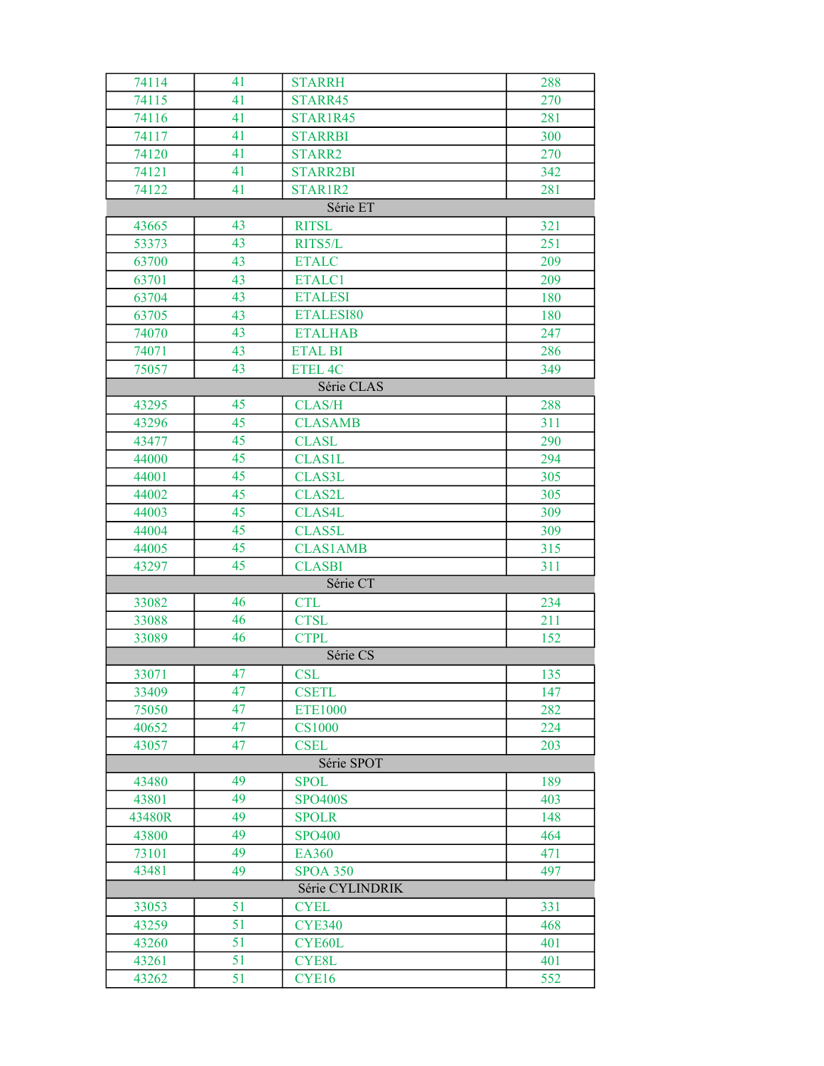| 74114 | 41 | STARRH | 288 |
|---|---|---|---|
| 74115 | 41 | STARR45 | 270 |
| 74116 | 41 | STAR1R45 | 281 |
| 74117 | 41 | STARRBI | 300 |
| 74120 | 41 | STARR2 | 270 |
| 74121 | 41 | STARR2BI | 342 |
| 74122 | 41 | STAR1R2 | 281 |
| Série ET | | | |
| 43665 | 43 | RITSL | 321 |
| 53373 | 43 | RITS5/L | 251 |
| 63700 | 43 | ETALC | 209 |
| 63701 | 43 | ETALC1 | 209 |
| 63704 | 43 | ETALESI | 180 |
| 63705 | 43 | ETALESI80 | 180 |
| 74070 | 43 | ETALHAB | 247 |
| 74071 | 43 | ETAL BI | 286 |
| 75057 | 43 | ETEL 4C | 349 |
| Série CLAS | | | |
| 43295 | 45 | CLAS/H | 288 |
| 43296 | 45 | CLASAMB | 311 |
| 43477 | 45 | CLASL | 290 |
| 44000 | 45 | CLAS1L | 294 |
| 44001 | 45 | CLAS3L | 305 |
| 44002 | 45 | CLAS2L | 305 |
| 44003 | 45 | CLAS4L | 309 |
| 44004 | 45 | CLAS5L | 309 |
| 44005 | 45 | CLAS1AMB | 315 |
| 43297 | 45 | CLASBI | 311 |
| Série CT | | | |
| 33082 | 46 | CTL | 234 |
| 33088 | 46 | CTSL | 211 |
| 33089 | 46 | CTPL | 152 |
| Série CS | | | |
| 33071 | 47 | CSL | 135 |
| 33409 | 47 | CSETL | 147 |
| 75050 | 47 | ETE1000 | 282 |
| 40652 | 47 | CS1000 | 224 |
| 43057 | 47 | CSEL | 203 |
| Série SPOT | | | |
| 43480 | 49 | SPOL | 189 |
| 43801 | 49 | SPO400S | 403 |
| 43480R | 49 | SPOLR | 148 |
| 43800 | 49 | SPO400 | 464 |
| 73101 | 49 | EA360 | 471 |
| 43481 | 49 | SPOA 350 | 497 |
| Série CYLINDRIK | | | |
| 33053 | 51 | CYEL | 331 |
| 43259 | 51 | CYE340 | 468 |
| 43260 | 51 | CYE60L | 401 |
| 43261 | 51 | CYE8L | 401 |
| 43262 | 51 | CYE16 | 552 |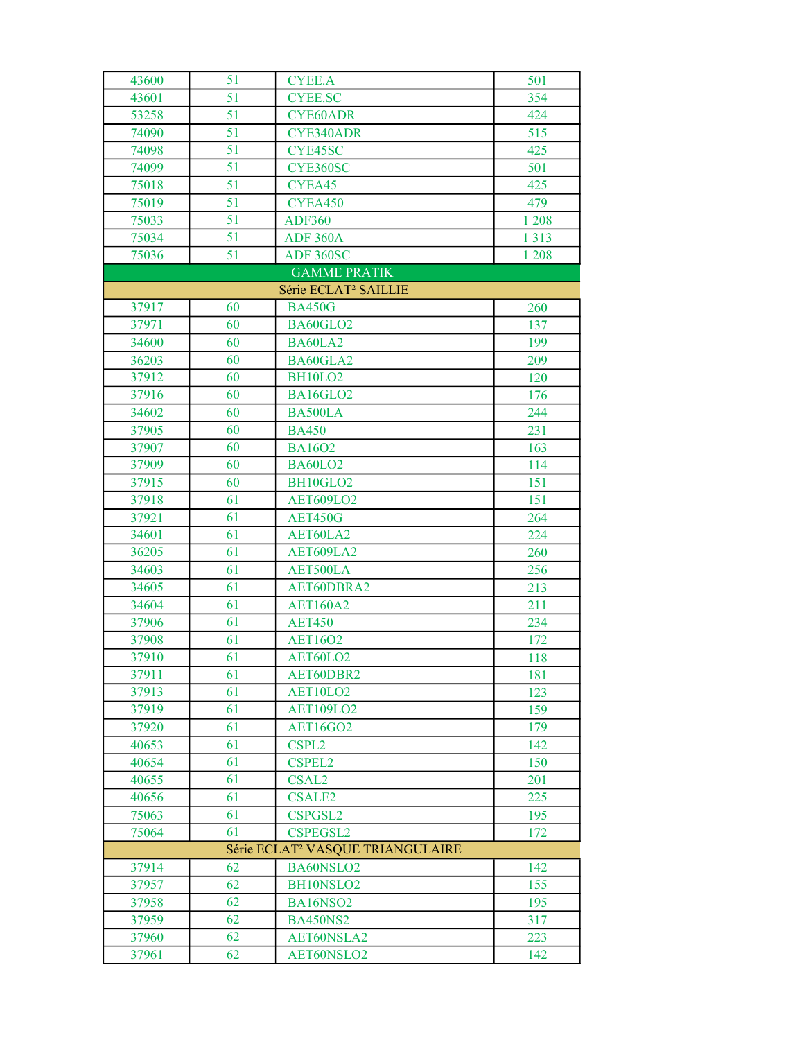| | | | |
|---|---|---|---|
| 43600 | 51 | CYEE.A | 501 |
| 43601 | 51 | CYEE.SC | 354 |
| 53258 | 51 | CYE60ADR | 424 |
| 74090 | 51 | CYE340ADR | 515 |
| 74098 | 51 | CYE45SC | 425 |
| 74099 | 51 | CYE360SC | 501 |
| 75018 | 51 | CYEA45 | 425 |
| 75019 | 51 | CYEA450 | 479 |
| 75033 | 51 | ADF360 | 1 208 |
| 75034 | 51 | ADF 360A | 1 313 |
| 75036 | 51 | ADF 360SC | 1 208 |
| GAMME PRATIK | | | |
| Série ECLAT² SAILLIE | | | |
| 37917 | 60 | BA450G | 260 |
| 37971 | 60 | BA60GLO2 | 137 |
| 34600 | 60 | BA60LA2 | 199 |
| 36203 | 60 | BA60GLA2 | 209 |
| 37912 | 60 | BH10LO2 | 120 |
| 37916 | 60 | BA16GLO2 | 176 |
| 34602 | 60 | BA500LA | 244 |
| 37905 | 60 | BA450 | 231 |
| 37907 | 60 | BA16O2 | 163 |
| 37909 | 60 | BA60LO2 | 114 |
| 37915 | 60 | BH10GLO2 | 151 |
| 37918 | 61 | AET609LO2 | 151 |
| 37921 | 61 | AET450G | 264 |
| 34601 | 61 | AET60LA2 | 224 |
| 36205 | 61 | AET609LA2 | 260 |
| 34603 | 61 | AET500LA | 256 |
| 34605 | 61 | AET60DBRA2 | 213 |
| 34604 | 61 | AET160A2 | 211 |
| 37906 | 61 | AET450 | 234 |
| 37908 | 61 | AET16O2 | 172 |
| 37910 | 61 | AET60LO2 | 118 |
| 37911 | 61 | AET60DBR2 | 181 |
| 37913 | 61 | AET10LO2 | 123 |
| 37919 | 61 | AET109LO2 | 159 |
| 37920 | 61 | AET16GO2 | 179 |
| 40653 | 61 | CSPL2 | 142 |
| 40654 | 61 | CSPEL2 | 150 |
| 40655 | 61 | CSAL2 | 201 |
| 40656 | 61 | CSALE2 | 225 |
| 75063 | 61 | CSPGSL2 | 195 |
| 75064 | 61 | CSPEGSL2 | 172 |
| Série ECLAT² VASQUE TRIANGULAIRE | | | |
| 37914 | 62 | BA60NSLO2 | 142 |
| 37957 | 62 | BH10NSLO2 | 155 |
| 37958 | 62 | BA16NSO2 | 195 |
| 37959 | 62 | BA450NS2 | 317 |
| 37960 | 62 | AET60NSLA2 | 223 |
| 37961 | 62 | AET60NSLO2 | 142 |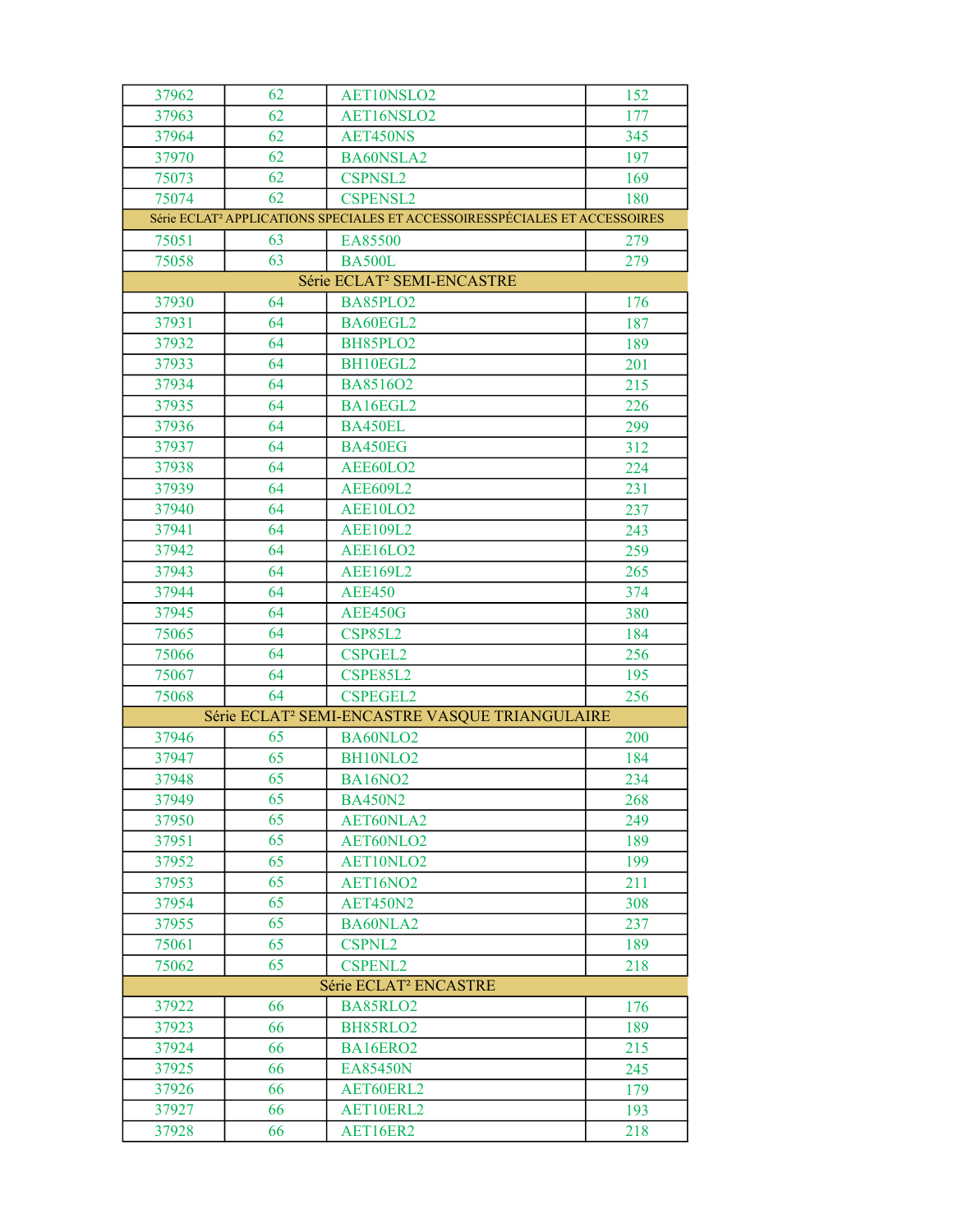| | | | |
|---|---|---|---|
| 37962 | 62 | AET10NSLO2 | 152 |
| 37963 | 62 | AET16NSLO2 | 177 |
| 37964 | 62 | AET450NS | 345 |
| 37970 | 62 | BA60NSLA2 | 197 |
| 75073 | 62 | CSPNSL2 | 169 |
| 75074 | 62 | CSPENSL2 | 180 |
| Série ECLAT² APPLICATIONS SPECIALES ET ACCESSOIRESSPÉCIALES ET ACCESSOIRES | | | |
| 75051 | 63 | EA85500 | 279 |
| 75058 | 63 | BA500L | 279 |
| Série ECLAT² SEMI-ENCASTRE | | | |
| 37930 | 64 | BA85PLO2 | 176 |
| 37931 | 64 | BA60EGL2 | 187 |
| 37932 | 64 | BH85PLO2 | 189 |
| 37933 | 64 | BH10EGL2 | 201 |
| 37934 | 64 | BA8516O2 | 215 |
| 37935 | 64 | BA16EGL2 | 226 |
| 37936 | 64 | BA450EL | 299 |
| 37937 | 64 | BA450EG | 312 |
| 37938 | 64 | AEE60LO2 | 224 |
| 37939 | 64 | AEE609L2 | 231 |
| 37940 | 64 | AEE10LO2 | 237 |
| 37941 | 64 | AEE109L2 | 243 |
| 37942 | 64 | AEE16LO2 | 259 |
| 37943 | 64 | AEE169L2 | 265 |
| 37944 | 64 | AEE450 | 374 |
| 37945 | 64 | AEE450G | 380 |
| 75065 | 64 | CSP85L2 | 184 |
| 75066 | 64 | CSPGEL2 | 256 |
| 75067 | 64 | CSPE85L2 | 195 |
| 75068 | 64 | CSPEGEL2 | 256 |
| Série ECLAT² SEMI-ENCASTRE VASQUE TRIANGULAIRE | | | |
| 37946 | 65 | BA60NLO2 | 200 |
| 37947 | 65 | BH10NLO2 | 184 |
| 37948 | 65 | BA16NO2 | 234 |
| 37949 | 65 | BA450N2 | 268 |
| 37950 | 65 | AET60NLA2 | 249 |
| 37951 | 65 | AET60NLO2 | 189 |
| 37952 | 65 | AET10NLO2 | 199 |
| 37953 | 65 | AET16NO2 | 211 |
| 37954 | 65 | AET450N2 | 308 |
| 37955 | 65 | BA60NLA2 | 237 |
| 75061 | 65 | CSPNL2 | 189 |
| 75062 | 65 | CSPENL2 | 218 |
| Série ECLAT² ENCASTRE | | | |
| 37922 | 66 | BA85RLO2 | 176 |
| 37923 | 66 | BH85RLO2 | 189 |
| 37924 | 66 | BA16ERO2 | 215 |
| 37925 | 66 | EA85450N | 245 |
| 37926 | 66 | AET60ERL2 | 179 |
| 37927 | 66 | AET10ERL2 | 193 |
| 37928 | 66 | AET16ER2 | 218 |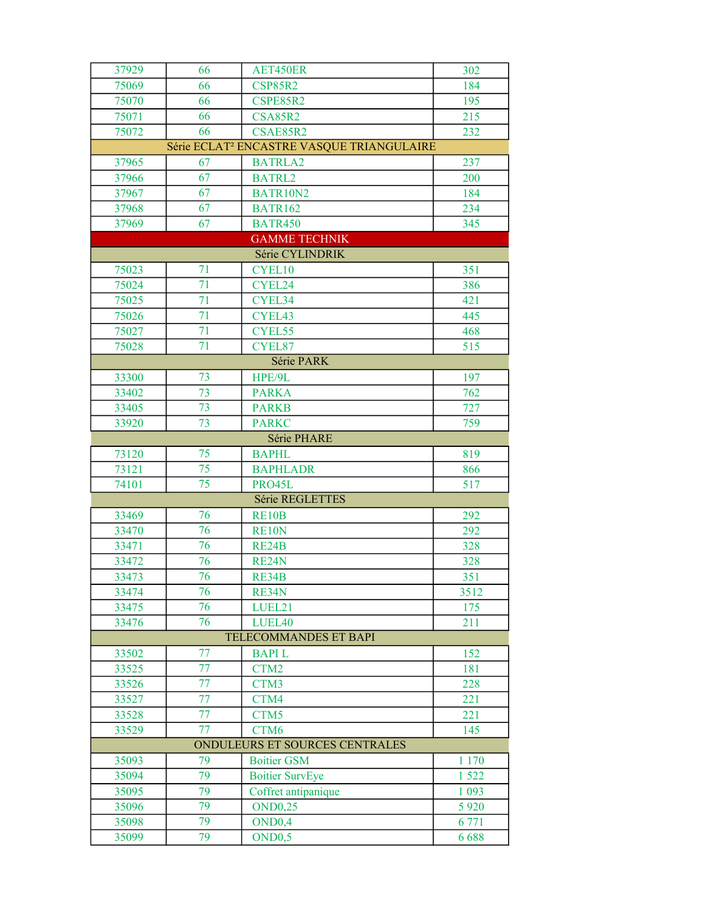| 37929 | 66 | AET450ER | 302 |
|---|---|---|---|
| 75069 | 66 | CSP85R2 | 184 |
| 75070 | 66 | CSPE85R2 | 195 |
| 75071 | 66 | CSA85R2 | 215 |
| 75072 | 66 | CSAE85R2 | 232 |
| Série ECLAT² ENCASTRE VASQUE TRIANGULAIRE | | | |
| 37965 | 67 | BATRLA2 | 237 |
| 37966 | 67 | BATRL2 | 200 |
| 37967 | 67 | BATR10N2 | 184 |
| 37968 | 67 | BATR162 | 234 |
| 37969 | 67 | BATR450 | 345 |
| GAMME TECHNIK | | | |
| Série CYLINDRIK | | | |
| 75023 | 71 | CYEL10 | 351 |
| 75024 | 71 | CYEL24 | 386 |
| 75025 | 71 | CYEL34 | 421 |
| 75026 | 71 | CYEL43 | 445 |
| 75027 | 71 | CYEL55 | 468 |
| 75028 | 71 | CYEL87 | 515 |
| Série PARK | | | |
| 33300 | 73 | HPE/9L | 197 |
| 33402 | 73 | PARKA | 762 |
| 33405 | 73 | PARKB | 727 |
| 33920 | 73 | PARKC | 759 |
| Série PHARE | | | |
| 73120 | 75 | BAPHL | 819 |
| 73121 | 75 | BAPHLADR | 866 |
| 74101 | 75 | PRO45L | 517 |
| Série REGLETTES | | | |
| 33469 | 76 | RE10B | 292 |
| 33470 | 76 | RE10N | 292 |
| 33471 | 76 | RE24B | 328 |
| 33472 | 76 | RE24N | 328 |
| 33473 | 76 | RE34B | 351 |
| 33474 | 76 | RE34N | 3512 |
| 33475 | 76 | LUEL21 | 175 |
| 33476 | 76 | LUEL40 | 211 |
| TELECOMMANDES ET BAPI | | | |
| 33502 | 77 | BAPI L | 152 |
| 33525 | 77 | CTM2 | 181 |
| 33526 | 77 | CTM3 | 228 |
| 33527 | 77 | CTM4 | 221 |
| 33528 | 77 | CTM5 | 221 |
| 33529 | 77 | CTM6 | 145 |
| ONDULEURS ET SOURCES CENTRALES | | | |
| 35093 | 79 | Boitier GSM | 1 170 |
| 35094 | 79 | Boitier SurvEye | 1 522 |
| 35095 | 79 | Coffret antipanique | 1 093 |
| 35096 | 79 | OND0,25 | 5 920 |
| 35098 | 79 | OND0,4 | 6 771 |
| 35099 | 79 | OND0,5 | 6 688 |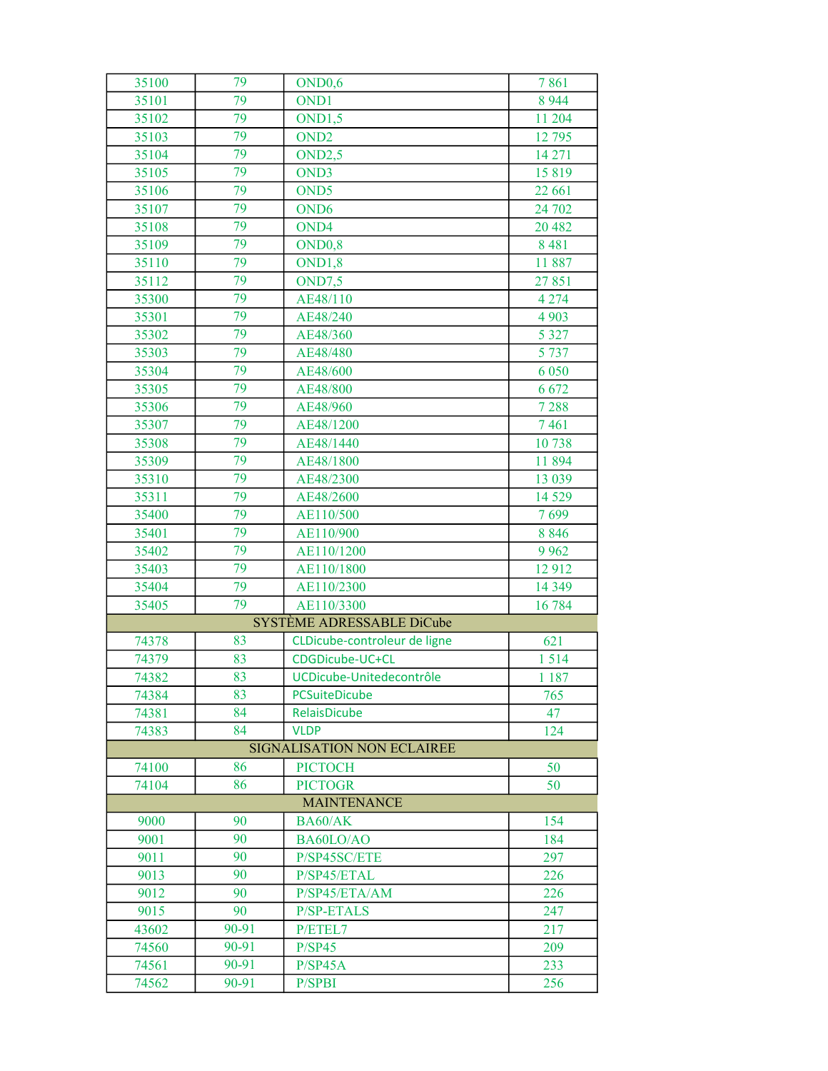| 35100 | 79 | OND0,6 | 7 861 |
|---|---|---|---|
| 35101 | 79 | OND1 | 8 944 |
| 35102 | 79 | OND1,5 | 11 204 |
| 35103 | 79 | OND2 | 12 795 |
| 35104 | 79 | OND2,5 | 14 271 |
| 35105 | 79 | OND3 | 15 819 |
| 35106 | 79 | OND5 | 22 661 |
| 35107 | 79 | OND6 | 24 702 |
| 35108 | 79 | OND4 | 20 482 |
| 35109 | 79 | OND0,8 | 8 481 |
| 35110 | 79 | OND1,8 | 11 887 |
| 35112 | 79 | OND7,5 | 27 851 |
| 35300 | 79 | AE48/110 | 4 274 |
| 35301 | 79 | AE48/240 | 4 903 |
| 35302 | 79 | AE48/360 | 5 327 |
| 35303 | 79 | AE48/480 | 5 737 |
| 35304 | 79 | AE48/600 | 6 050 |
| 35305 | 79 | AE48/800 | 6 672 |
| 35306 | 79 | AE48/960 | 7 288 |
| 35307 | 79 | AE48/1200 | 7 461 |
| 35308 | 79 | AE48/1440 | 10 738 |
| 35309 | 79 | AE48/1800 | 11 894 |
| 35310 | 79 | AE48/2300 | 13 039 |
| 35311 | 79 | AE48/2600 | 14 529 |
| 35400 | 79 | AE110/500 | 7 699 |
| 35401 | 79 | AE110/900 | 8 846 |
| 35402 | 79 | AE110/1200 | 9 962 |
| 35403 | 79 | AE110/1800 | 12 912 |
| 35404 | 79 | AE110/2300 | 14 349 |
| 35405 | 79 | AE110/3300 | 16 784 |
| SYSTÈME ADRESSABLE DiCube | | | |
| 74378 | 83 | CLDicube-controleur de ligne | 621 |
| 74379 | 83 | CDGDicube-UC+CL | 1 514 |
| 74382 | 83 | UCDicube-Unitedecontrôle | 1 187 |
| 74384 | 83 | PCSuiteDicube | 765 |
| 74381 | 84 | RelaisDicube | 47 |
| 74383 | 84 | VLDP | 124 |
| SIGNALISATION NON ECLAIREE | | | |
| 74100 | 86 | PICTOCH | 50 |
| 74104 | 86 | PICTOGR | 50 |
| MAINTENANCE | | | |
| 9000 | 90 | BA60/AK | 154 |
| 9001 | 90 | BA60LO/AO | 184 |
| 9011 | 90 | P/SP45SC/ETE | 297 |
| 9013 | 90 | P/SP45/ETAL | 226 |
| 9012 | 90 | P/SP45/ETA/AM | 226 |
| 9015 | 90 | P/SP-ETALS | 247 |
| 43602 | 90-91 | P/ETEL7 | 217 |
| 74560 | 90-91 | P/SP45 | 209 |
| 74561 | 90-91 | P/SP45A | 233 |
| 74562 | 90-91 | P/SPBI | 256 |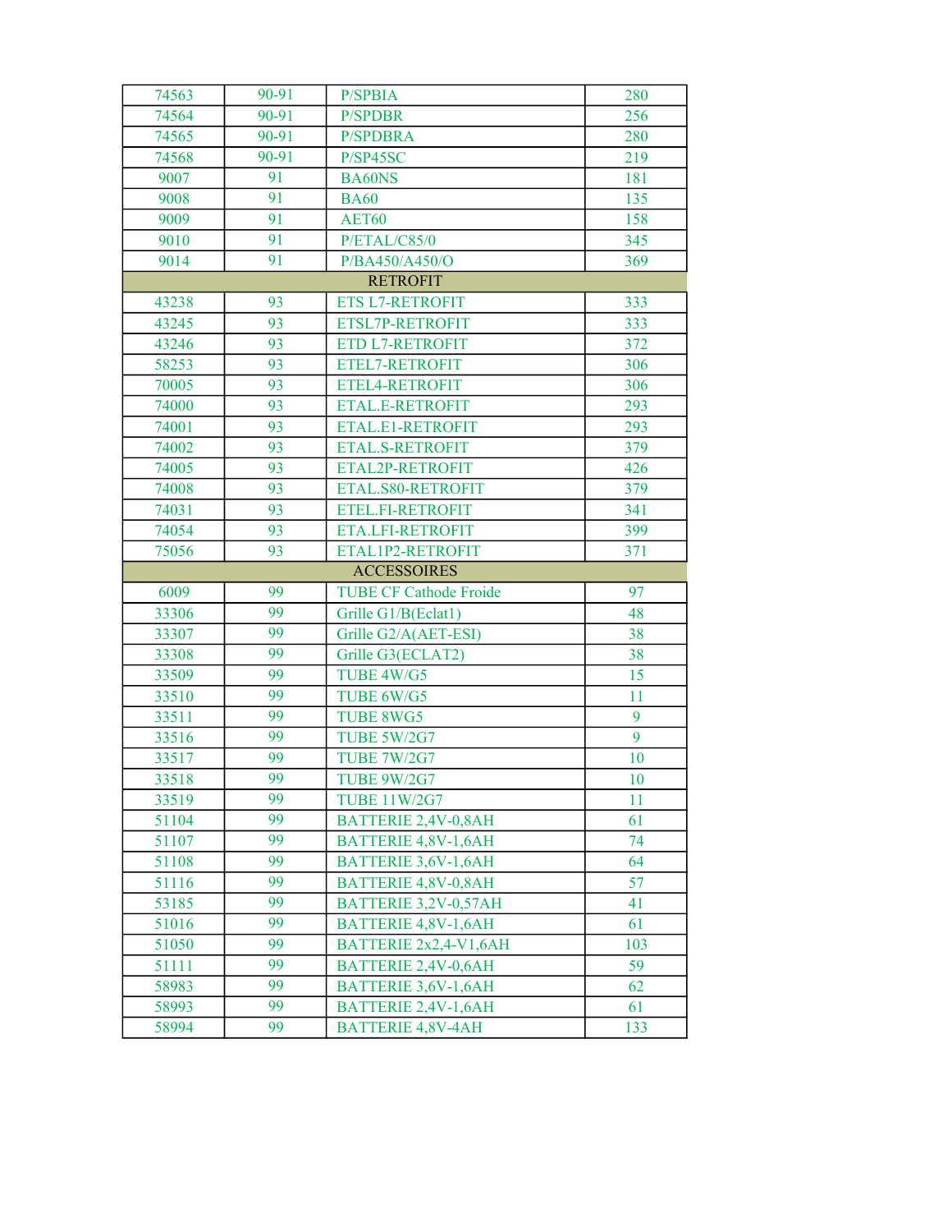| | | | |
|---|---|---|---|
| 74563 | 90-91 | P/SPBIA | 280 |
| 74564 | 90-91 | P/SPDBR | 256 |
| 74565 | 90-91 | P/SPDBRA | 280 |
| 74568 | 90-91 | P/SP45SC | 219 |
| 9007 | 91 | BA60NS | 181 |
| 9008 | 91 | BA60 | 135 |
| 9009 | 91 | AET60 | 158 |
| 9010 | 91 | P/ETAL/C85/0 | 345 |
| 9014 | 91 | P/BA450/A450/O | 369 |
| | | RETROFIT | |
| 43238 | 93 | ETS L7-RETROFIT | 333 |
| 43245 | 93 | ETSL7P-RETROFIT | 333 |
| 43246 | 93 | ETD L7-RETROFIT | 372 |
| 58253 | 93 | ETEL7-RETROFIT | 306 |
| 70005 | 93 | ETEL4-RETROFIT | 306 |
| 74000 | 93 | ETAL.E-RETROFIT | 293 |
| 74001 | 93 | ETAL.E1-RETROFIT | 293 |
| 74002 | 93 | ETAL.S-RETROFIT | 379 |
| 74005 | 93 | ETAL2P-RETROFIT | 426 |
| 74008 | 93 | ETAL.S80-RETROFIT | 379 |
| 74031 | 93 | ETEL.FI-RETROFIT | 341 |
| 74054 | 93 | ETA.LFI-RETROFIT | 399 |
| 75056 | 93 | ETAL1P2-RETROFIT | 371 |
| | | ACCESSOIRES | |
| 6009 | 99 | TUBE CF Cathode Froide | 97 |
| 33306 | 99 | Grille G1/B(Eclat1) | 48 |
| 33307 | 99 | Grille G2/A(AET-ESI) | 38 |
| 33308 | 99 | Grille G3(ECLAT2) | 38 |
| 33509 | 99 | TUBE 4W/G5 | 15 |
| 33510 | 99 | TUBE 6W/G5 | 11 |
| 33511 | 99 | TUBE 8WG5 | 9 |
| 33516 | 99 | TUBE 5W/2G7 | 9 |
| 33517 | 99 | TUBE 7W/2G7 | 10 |
| 33518 | 99 | TUBE 9W/2G7 | 10 |
| 33519 | 99 | TUBE 11W/2G7 | 11 |
| 51104 | 99 | BATTERIE 2,4V-0,8AH | 61 |
| 51107 | 99 | BATTERIE 4,8V-1,6AH | 74 |
| 51108 | 99 | BATTERIE 3,6V-1,6AH | 64 |
| 51116 | 99 | BATTERIE 4,8V-0,8AH | 57 |
| 53185 | 99 | BATTERIE 3,2V-0,57AH | 41 |
| 51016 | 99 | BATTERIE 4,8V-1,6AH | 61 |
| 51050 | 99 | BATTERIE 2x2,4-V1,6AH | 103 |
| 51111 | 99 | BATTERIE 2,4V-0,6AH | 59 |
| 58983 | 99 | BATTERIE 3,6V-1,6AH | 62 |
| 58993 | 99 | BATTERIE 2,4V-1,6AH | 61 |
| 58994 | 99 | BATTERIE 4,8V-4AH | 133 |